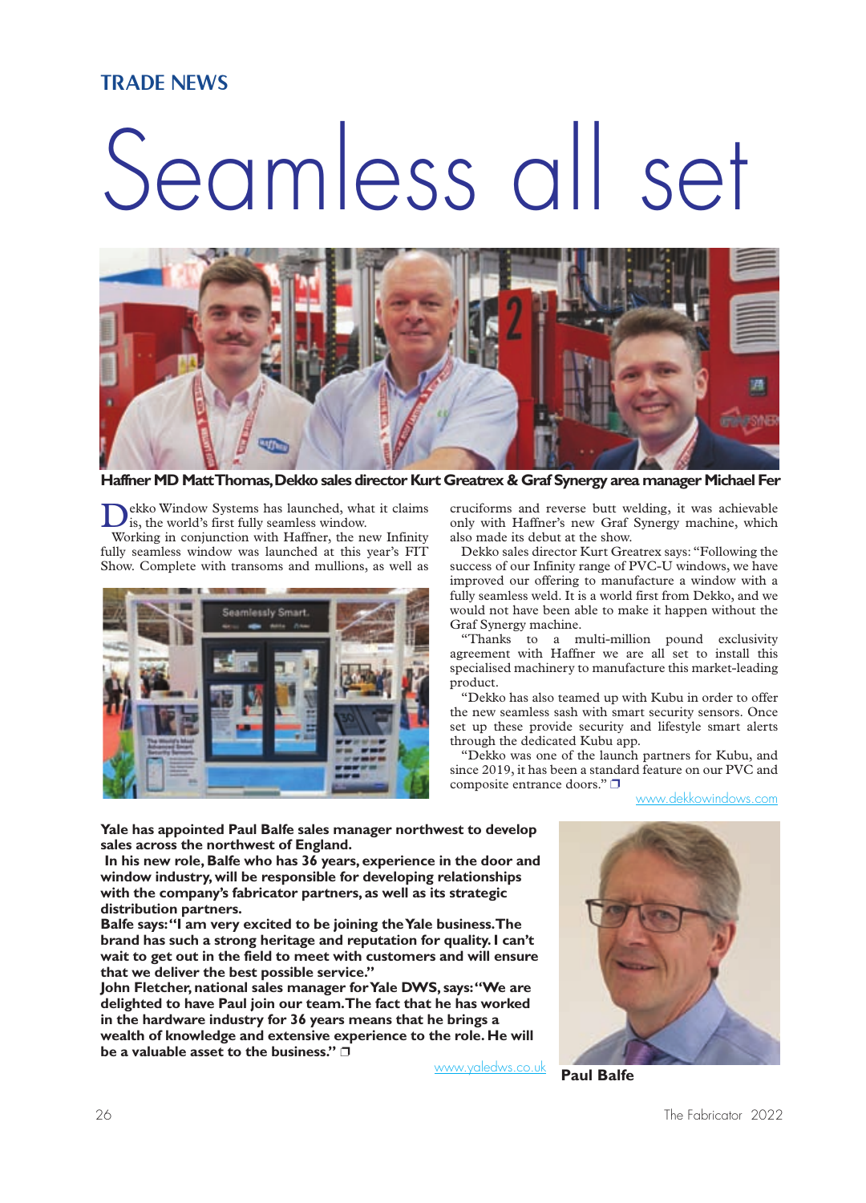TRADE NEWS

# Seamless all set

Haffner MD Matt Thomas, Dekko sales director Kurt Greatrex & Graf Synergy area manager Michael Fer

Dekko Window Systems has launched, what it claims is, the world's first fully seamless window.

Working in conjunction with Haffner, the new Infinity fully seamless window was launched at this year's FIT Show. Complete with transoms and mullions, as well as cruciforms and reverse butt welding, it was achievable only with Haffner's new Graf Synergy machine, which also made its debut at the show.

Dekko sales director Kurt Greatrex says: "Following the success of our Infinity range of PVC-U windows, we have improved our offering to manufacture a window with a fully seamless weld. It is a world first from Dekko, and we would not have been able to make it happen without the Graf Synergy machine.

"Thanks to a multi-million pound exclusivity agreement with Haffner we are all set to install this specialised machinery to manufacture this market-leading product.

"Dekko has also teamed up with Kubu in order to offer the new seamless sash with smart security sensors. Once set up these provide security and lifestyle smart alerts through the dedicated Kubu app.

"Dekko was one of the launch partners for Kubu, and since 2019, it has been a standard feature on our PVC and composite entrance doors." ❐

www.dekkowindows.com

**Yale has appointed Paul Balfe sales manager northwest to develop sales across the northwest of England.**

**In his new role, Balfe who has 36 years, experience in the door and window industry, will be responsible for developing relationships with the company's fabricator partners, as well as its strategic distribution partners.**

**Balfe says: "I am very excited to be joining the Yale business. The brand has such a strong heritage and reputation for quality. I can't wait to get out in the field to meet with customers and will ensure that we deliver the best possible service."**

**John Fletcher, national sales manager for Yale DWS, says: "We are delighted to have Paul join our team. The fact that he has worked in the hardware industry for 36 years means that he brings a wealth of knowledge and extensive experience to the role. He will be a valuable asset to the business." ❐**

www.yaledws.co.uk

**Paul Balfe**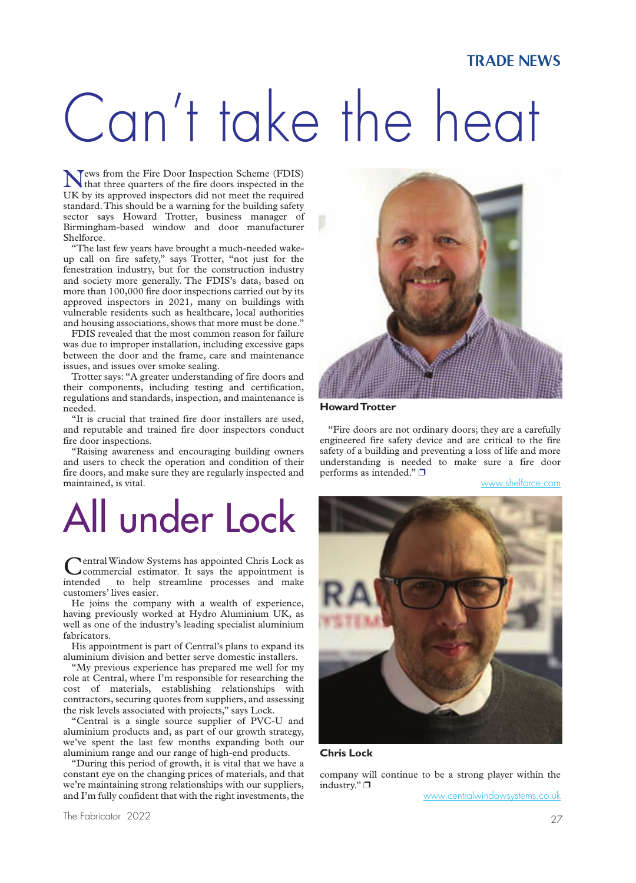# Can't take the heat

News from the Fire Door Inspection Scheme (FDIS) that three quarters of the fire doors inspected in the UK by its approved inspectors did not meet the required standard. This should be a warning for the building safety sector says Howard Trotter, business manager of Birmingham-based window and door manufacturer Shelforce.

"The last few years have brought a much-needed wake-up call on fire safety," says Trotter, "not just for the fenestration industry, but for the construction industry and society more generally. The FDIS's data, based on more than 100,000 fire door inspections carried out by its approved inspectors in 2021, many on buildings with vulnerable residents such as healthcare, local authorities and housing associations, shows that more must be done."

FDIS revealed that the most common reason for failure was due to improper installation, including excessive gaps between the door and the frame, care and maintenance issues, and issues over smoke sealing.

Trotter says: "A greater understanding of fire doors and their components, including testing and certification, regulations and standards, inspection, and maintenance is needed.

"It is crucial that trained fire door installers are used, and reputable and trained fire door inspectors conduct fire door inspections.

"Raising awareness and encouraging building owners and users to check the operation and condition of their fire doors, and make sure they are regularly inspected and maintained, is vital.

**Howard Trotter**

"Fire doors are not ordinary doors; they are a carefully engineered fire safety device and are critical to the fire safety of a building and preventing a loss of life and more understanding is needed to make sure a fire door performs as intended." ❐

www.shelforce.com

# All under Lock

Central Window Systems has appointed Chris Lock as commercial estimator. It says the appointment is intended to help streamline processes and make customers' lives easier.

He joins the company with a wealth of experience, having previously worked at Hydro Aluminium UK, as well as one of the industry's leading specialist aluminium fabricators.

His appointment is part of Central's plans to expand its aluminium division and better serve domestic installers.

"My previous experience has prepared me well for my role at Central, where I'm responsible for researching the cost of materials, establishing relationships with contractors, securing quotes from suppliers, and assessing the risk levels associated with projects," says Lock.

"Central is a single source supplier of PVC-U and aluminium products and, as part of our growth strategy, we've spent the last few months expanding both our aluminium range and our range of high-end products.

"During this period of growth, it is vital that we have a constant eye on the changing prices of materials, and that we're maintaining strong relationships with our suppliers, and I'm fully confident that with the right investments, the company will continue to be a strong player within the industry." ❐

**Chris Lock**

www.centralwindowsystems.co.uk